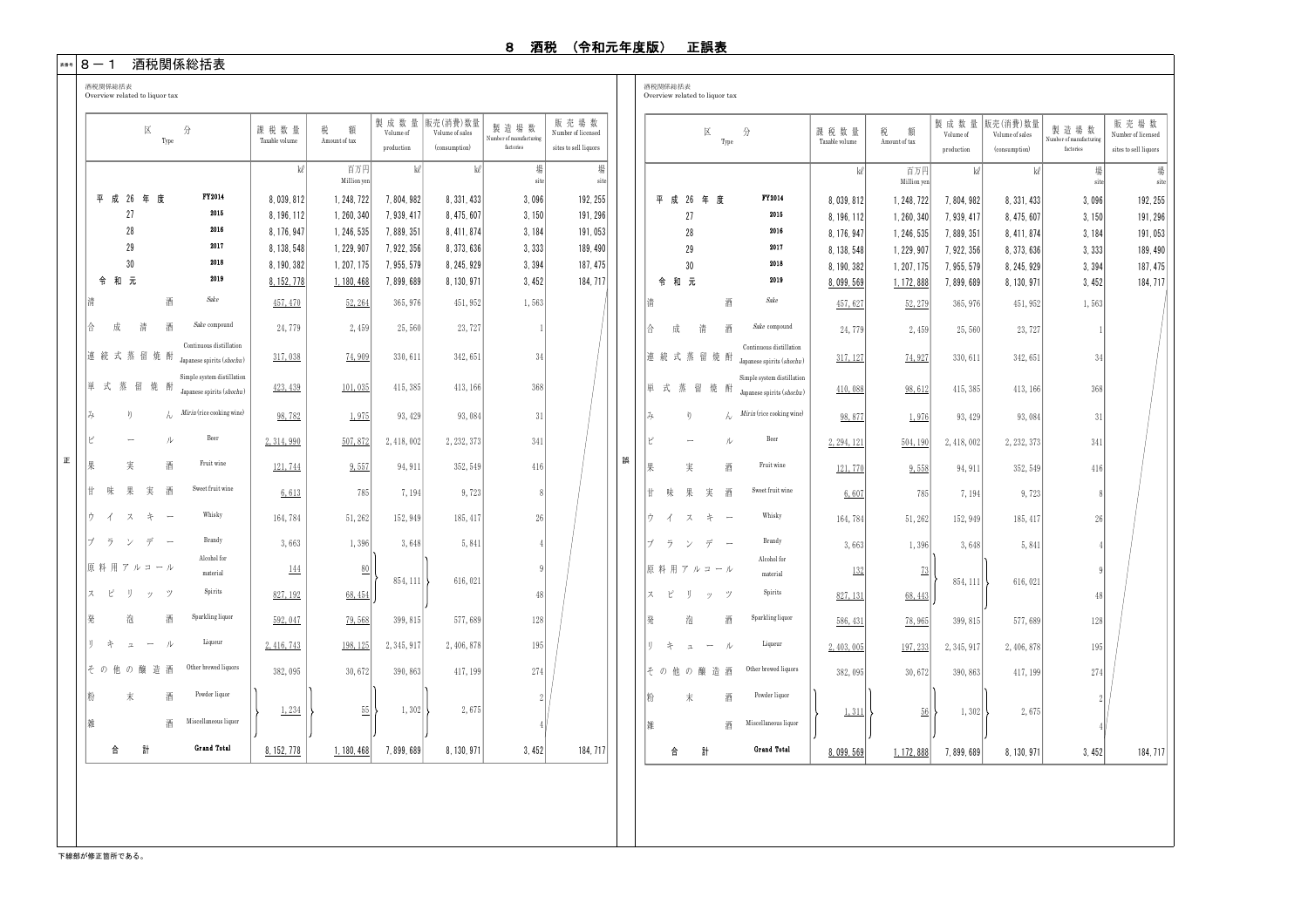# 8　酒税　（令和元年度版）　正誤表

## 8－1　酒税関係総括表

### 正

酒税関係総括表
Overview related to liquor tax

| 区分 Type | | 課税数量 Taxable volume | 税額 Amount of tax | 製成数量 Volume of production | 販売(消費)数量 Volume of sales (consumption) | 製造場数 Number of manufacturing factories | 販売場数 Number of licensed sites to sell liquors |
|---|---|---|---|---|---|---|---|
| | | kℓ | 百万円 Million yen | kℓ | kℓ | 場 site | 場 site |
| 平成26年度 | FY2014 | 8,039,812 | 1,248,722 | 7,804,982 | 8,331,433 | 3,096 | 192,255 |
| 27 | 2015 | 8,196,112 | 1,260,340 | 7,939,417 | 8,475,607 | 3,150 | 191,296 |
| 28 | 2016 | 8,176,947 | 1,246,535 | 7,889,351 | 8,411,874 | 3,184 | 191,053 |
| 29 | 2017 | 8,138,548 | 1,229,907 | 7,922,356 | 8,373,636 | 3,333 | 189,490 |
| 30 | 2018 | 8,190,382 | 1,207,175 | 7,955,579 | 8,245,929 | 3,394 | 187,475 |
| 令和元 | 2019 | 8,152,778 | 1,180,468 | 7,899,689 | 8,130,971 | 3,452 | 184,717 |
| 清酒 | *Sake* | 457,470 | 52,264 | 365,976 | 451,952 | 1,563 | |
| 合成清酒 | *Sake* compound | 24,779 | 2,459 | 25,560 | 23,727 | 1 | |
| 連続式蒸留焼酎 | Continuous distillation Japanese spirits (*shochu*) | 317,038 | 74,909 | 330,611 | 342,651 | 34 | |
| 単式蒸留焼酎 | Simple system distillation Japanese spirits (*shochu*) | 423,439 | 101,035 | 415,385 | 413,166 | 368 | |
| みりん | *Mirin* (rice cooking wine) | 98,782 | 1,975 | 93,429 | 93,084 | 31 | |
| ビール | Beer | 2,314,990 | 507,872 | 2,418,002 | 2,232,373 | 341 | |
| 果実酒 | Fruit wine | 121,744 | 9,557 | 94,911 | 352,549 | 416 | |
| 甘味果実酒 | Sweet fruit wine | 6,613 | 785 | 7,194 | 9,723 | 8 | |
| ウイスキー | Whisky | 164,784 | 51,262 | 152,949 | 185,417 | 26 | |
| ブランデー | Brandy | 3,663 | 1,396 | 3,648 | 5,841 | 4 | |
| 原料用アルコール | Alcohol for material | 144 | 80 | 854,111 | 616,021 | 9 | |
| スピリッツ | Spirits | 827,192 | 68,454 | | | 48 | |
| 発泡酒 | Sparkling liquor | 592,047 | 79,568 | 399,815 | 577,689 | 128 | |
| リキュール | Liqueur | 2,416,743 | 198,125 | 2,345,917 | 2,406,878 | 195 | |
| その他の醸造酒 | Other brewed liquors | 382,095 | 30,672 | 390,863 | 417,199 | 274 | |
| 粉末酒 | Powder liquor | 1,234 | 55 | 1,302 | 2,675 | 2 | |
| 雑酒 | Miscellaneous liquor | | | | | 4 | |
| 合計 | Grand Total | 8,152,778 | 1,180,468 | 7,899,689 | 8,130,971 | 3,452 | 184,717 |

### 誤

酒税関係総括表
Overview related to liquor tax

| 区分 Type | | 課税数量 Taxable volume | 税額 Amount of tax | 製成数量 Volume of production | 販売(消費)数量 Volume of sales (consumption) | 製造場数 Number of manufacturing factories | 販売場数 Number of licensed sites to sell liquors |
|---|---|---|---|---|---|---|---|
| | | kℓ | 百万円 Million yen | kℓ | kℓ | 場 site | 場 site |
| 平成26年度 | FY2014 | 8,039,812 | 1,248,722 | 7,804,982 | 8,331,433 | 3,096 | 192,255 |
| 27 | 2015 | 8,196,112 | 1,260,340 | 7,939,417 | 8,475,607 | 3,150 | 191,296 |
| 28 | 2016 | 8,176,947 | 1,246,535 | 7,889,351 | 8,411,874 | 3,184 | 191,053 |
| 29 | 2017 | 8,138,548 | 1,229,907 | 7,922,356 | 8,373,636 | 3,333 | 189,490 |
| 30 | 2018 | 8,190,382 | 1,207,175 | 7,955,579 | 8,245,929 | 3,394 | 187,475 |
| 令和元 | 2019 | 8,099,569 | 1,172,888 | 7,899,689 | 8,130,971 | 3,452 | 184,717 |
| 清酒 | *Sake* | 457,627 | 52,279 | 365,976 | 451,952 | 1,563 | |
| 合成清酒 | *Sake* compound | 24,779 | 2,459 | 25,560 | 23,727 | 1 | |
| 連続式蒸留焼酎 | Continuous distillation Japanese spirits (*shochu*) | 317,127 | 74,927 | 330,611 | 342,651 | 34 | |
| 単式蒸留焼酎 | Simple system distillation Japanese spirits (*shochu*) | 410,088 | 98,612 | 415,385 | 413,166 | 368 | |
| みりん | *Mirin* (rice cooking wine) | 98,877 | 1,976 | 93,429 | 93,084 | 31 | |
| ビール | Beer | 2,294,121 | 504,190 | 2,418,002 | 2,232,373 | 341 | |
| 果実酒 | Fruit wine | 121,770 | 9,558 | 94,911 | 352,549 | 416 | |
| 甘味果実酒 | Sweet fruit wine | 6,607 | 785 | 7,194 | 9,723 | 8 | |
| ウイスキー | Whisky | 164,784 | 51,262 | 152,949 | 185,417 | 26 | |
| ブランデー | Brandy | 3,663 | 1,396 | 3,648 | 5,841 | 4 | |
| 原料用アルコール | Alcohol for material | 132 | 73 | 854,111 | 616,021 | 9 | |
| スピリッツ | Spirits | 827,131 | 68,443 | | | 48 | |
| 発泡酒 | Sparkling liquor | 586,431 | 78,965 | 399,815 | 577,689 | 128 | |
| リキュール | Liqueur | 2,403,005 | 197,233 | 2,345,917 | 2,406,878 | 195 | |
| その他の醸造酒 | Other brewed liquors | 382,095 | 30,672 | 390,863 | 417,199 | 274 | |
| 粉末酒 | Powder liquor | 1,311 | 56 | 1,302 | 2,675 | 2 | |
| 雑酒 | Miscellaneous liquor | | | | | 4 | |
| 合計 | Grand Total | 8,099,569 | 1,172,888 | 7,899,689 | 8,130,971 | 3,452 | 184,717 |

下線部が修正箇所である。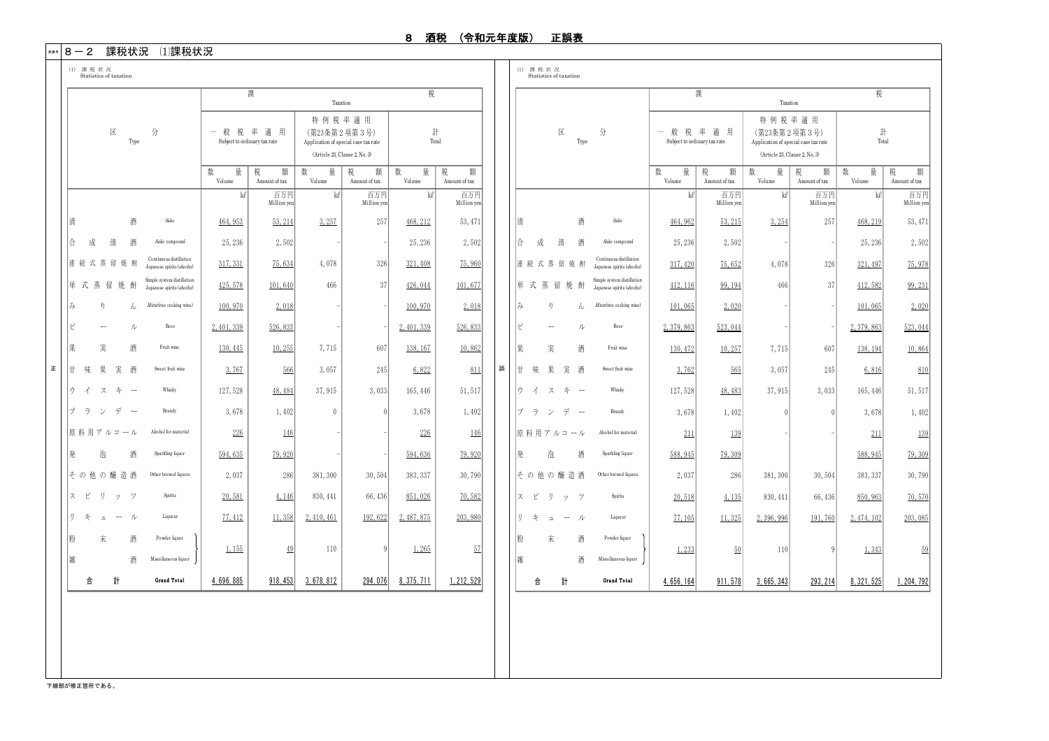# 8　酒税　（令和元年度版）　正誤表

## 8－2　課税状況　⑴課税状況

### 正

(1) 課税状況
Statistics of taxation

| 区分 Type | | 一般税率適用 Subject to ordinary tax rate 数量 Volume kℓ | 一般税率適用 税額 Amount of tax 百万円 Million yen | 特例税率適用（第23条第2項第3号）Application of special case tax rate (Article 23, Clause 2, No. 3) 数量 Volume kℓ | 特例税率適用 税額 Amount of tax 百万円 Million yen | 計 Total 数量 Volume kℓ | 計 税額 Amount of tax 百万円 Million yen |
|---|---|---|---|---|---|---|---|
| 清酒 | Sake | 464,953 | 53,214 | 3,257 | 257 | 468,212 | 53,471 |
| 合成清酒 | Sake compound | 25,236 | 2,502 | – | – | 25,236 | 2,502 |
| 連続式蒸留焼酎 | Continuous distillation Japanese spirits (shochu) | 317,331 | 75,634 | 4,078 | 326 | 321,408 | 75,960 |
| 単式蒸留焼酎 | Simple system distillation Japanese spirits (shochu) | 425,578 | 101,640 | 466 | 37 | 426,044 | 101,677 |
| みりん | Mirin(rice cooking wine) | 100,970 | 2,018 | – | – | 100,970 | 2,018 |
| ビール | Beer | 2,401,339 | 526,833 | – | – | 2,401,339 | 526,833 |
| 果実酒 | Fruit wine | 130,445 | 10,255 | 7,715 | 607 | 138,167 | 10,862 |
| 甘味果実酒 | Sweet fruit wine | 3,767 | 566 | 3,057 | 245 | 6,822 | 811 |
| ウイスキー | Whisky | 127,528 | 48,484 | 37,915 | 3,033 | 165,446 | 51,517 |
| ブランデー | Brandy | 3,678 | 1,402 | 0 | 0 | 3,678 | 1,402 |
| 原料用アルコール | Alcohol for material | 226 | 146 | – | – | 226 | 146 |
| 発泡酒 | Sparkling liquor | 594,635 | 79,920 | – | – | 594,636 | 79,920 |
| その他の醸造酒 | Other brewed liquors | 2,037 | 286 | 381,300 | 30,504 | 383,337 | 30,790 |
| スピリッツ | Spirits | 20,581 | 4,146 | 830,441 | 66,436 | 851,026 | 70,582 |
| リキュール | Liqueur | 77,412 | 11,358 | 2,410,461 | 192,622 | 2,487,875 | 203,980 |
| 粉末酒・雑酒 | Powder liquor・Miscellaneous liquor | 1,155 | 49 | 110 | 9 | 1,265 | 57 |
| 合計 | Grand Total | 4,696,885 | 918,453 | 3,678,812 | 294,076 | 8,375,711 | 1,212,529 |

### 誤

(1) 課税状況
Statistics of taxation

| 区分 Type | | 一般税率適用 Subject to ordinary tax rate 数量 Volume kℓ | 一般税率適用 税額 Amount of tax 百万円 Million yen | 特例税率適用（第23条第2項第3号）Application of special case tax rate (Article 23, Clause 2, No. 3) 数量 Volume kℓ | 特例税率適用 税額 Amount of tax 百万円 Million yen | 計 Total 数量 Volume kℓ | 計 税額 Amount of tax 百万円 Million yen |
|---|---|---|---|---|---|---|---|
| 清酒 | Sake | 464,962 | 53,215 | 3,254 | 257 | 468,219 | 53,471 |
| 合成清酒 | Sake compound | 25,236 | 2,502 | – | – | 25,236 | 2,502 |
| 連続式蒸留焼酎 | Continuous distillation Japanese spirits (shochu) | 317,420 | 75,652 | 4,078 | 326 | 321,497 | 75,978 |
| 単式蒸留焼酎 | Simple system distillation Japanese spirits (shochu) | 412,116 | 99,194 | 466 | 37 | 412,582 | 99,231 |
| みりん | Mirin(rice cooking wine) | 101,065 | 2,020 | – | – | 101,065 | 2,020 |
| ビール | Beer | 2,379,863 | 523,044 | – | – | 2,379,863 | 523,044 |
| 果実酒 | Fruit wine | 130,472 | 10,257 | 7,715 | 607 | 138,194 | 10,864 |
| 甘味果実酒 | Sweet fruit wine | 3,762 | 565 | 3,057 | 245 | 6,816 | 810 |
| ウイスキー | Whisky | 127,528 | 48,483 | 37,915 | 3,033 | 165,446 | 51,517 |
| ブランデー | Brandy | 3,678 | 1,402 | 0 | 0 | 3,678 | 1,402 |
| 原料用アルコール | Alcohol for material | 211 | 139 | – | – | 211 | 139 |
| 発泡酒 | Sparkling liquor | 588,945 | 79,309 | | | 588,945 | 79,309 |
| その他の醸造酒 | Other brewed liquors | 2,037 | 286 | 381,300 | 30,504 | 383,337 | 30,790 |
| スピリッツ | Spirits | 20,518 | 4,135 | 830,441 | 66,436 | 850,963 | 70,570 |
| リキュール | Liqueur | 77,105 | 11,325 | 2,396,996 | 191,760 | 2,474,102 | 203,085 |
| 粉末酒・雑酒 | Powder liquor・Miscellaneous liquor | 1,233 | 50 | 110 | 9 | 1,343 | 59 |
| 合計 | Grand Total | 4,656,164 | 911,578 | 3,665,343 | 293,214 | 8,321,525 | 1,204,792 |

下線部が修正箇所である。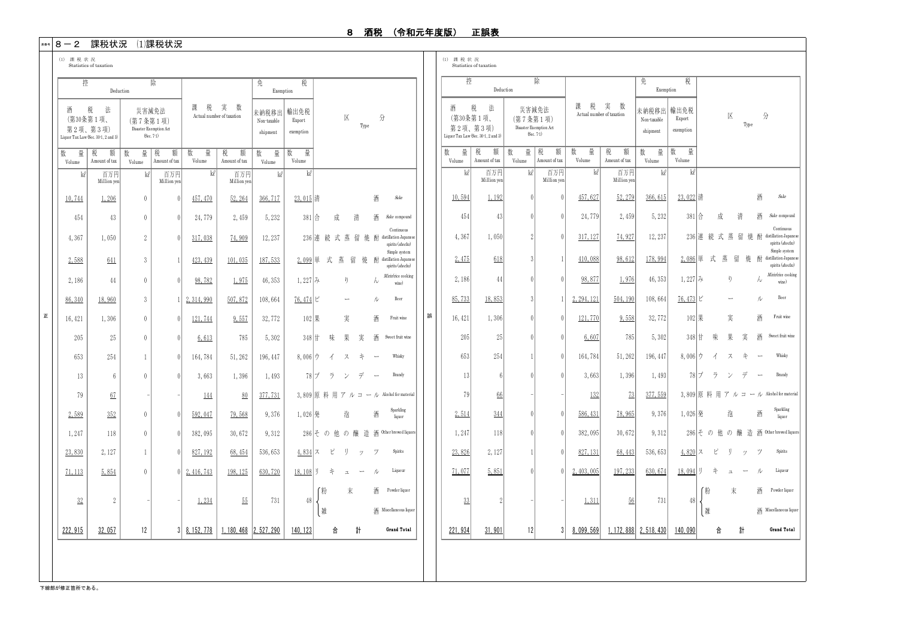# 8　酒税　（令和元年度版）　正誤表

## 8－2　課税状況　⑴課税状況

### 正

(1) 課税状況
Statistics of taxation

| 控除 Deduction | | | | 課税実数 Actual number of taxation | | 免税 Exemption | | 区分 Type | |
|---|---|---|---|---|---|---|---|---|---|
| 酒税法（第30条第1項、第2項、第3項）Liquor Tax Law (Sec. 30-1, 2 and 3) | | 災害減免法（第7条第1項）Disaster Exemption Act (Sec. 7-1) | | | | 未納税移出 Non-taxable shipment | 輸出免税 Export exemption | | |
| 数量 Volume | 税額 Amount of tax | 数量 Volume | 税額 Amount of tax | 数量 Volume | 税額 Amount of tax | 数量 Volume | 数量 Volume | | |
| kℓ | 百万円 Million yen | kℓ | 百万円 Million yen | kℓ | 百万円 Million yen | kℓ | kℓ | | |
| 10,744 | 1,206 | 0 | 0 | 457,470 | 52,264 | 366,717 | 23,015 | 清酒 | Sake |
| 454 | 43 | 0 | 0 | 24,779 | 2,459 | 5,232 | 381 | 合成清酒 | Sake compound |
| 4,367 | 1,050 | 2 | 0 | 317,038 | 74,909 | 12,237 | 236 | 連続式蒸留焼酎 | Continuous distillation Japanese spirits (shochu) |
| 2,588 | 641 | 3 | 1 | 423,439 | 101,035 | 187,533 | 2,099 | 単式蒸留焼酎 | Simple system distillation Japanese spirits (shochu) |
| 2,186 | 44 | 0 | 0 | 98,782 | 1,975 | 46,353 | 1,227 | みりん | Mirin (rice cooking wine) |
| 86,340 | 18,960 | 3 | 1 | 2,314,990 | 507,872 | 108,664 | 76,474 | ビール | Beer |
| 16,421 | 1,306 | 0 | 0 | 121,744 | 9,557 | 32,772 | 102 | 果実酒 | Fruit wine |
| 205 | 25 | 0 | 0 | 6,613 | 785 | 5,302 | 348 | 甘味果実酒 | Sweet fruit wine |
| 653 | 254 | 1 | 0 | 164,784 | 51,262 | 196,447 | 8,006 | ウイスキー | Whisky |
| 13 | 6 | 0 | 0 | 3,663 | 1,396 | 1,493 | 78 | ブランデー | Brandy |
| 79 | 67 | - | - | 144 | 80 | 377,731 | 3,809 | 原料用アルコール | Alcohol for material |
| 2,589 | 352 | 0 | 0 | 592,047 | 79,568 | 9,376 | 1,026 | 発泡酒 | Sparkling liquor |
| 1,247 | 118 | 0 | 0 | 382,095 | 30,672 | 9,312 | 286 | その他の醸造酒 | Other brewed liquors |
| 23,830 | 2,127 | 1 | 0 | 827,192 | 68,454 | 536,653 | 4,834 | スピリッツ | Spirits |
| 71,113 | 5,854 | 0 | 0 | 2,416,743 | 198,125 | 630,720 | 18,108 | リキュール | Liqueur |
| 32 | 2 | - | - | 1,234 | 55 | 731 | 48 | 粉末酒 / 雑酒 | Powder liquor / Miscellaneous liquor |
| 222,915 | 32,057 | 12 | 3 | 8,152,778 | 1,180,468 | 2,527,290 | 140,123 | 合計 | Grand Total |

### 誤

(1) 課税状況
Statistics of taxation

| 控除 Deduction | | | | 課税実数 Actual number of taxation | | 免税 Exemption | | 区分 Type | |
|---|---|---|---|---|---|---|---|---|---|
| 酒税法（第30条第1項、第2項、第3項）Liquor Tax Law (Sec. 30-1, 2 and 3) | | 災害減免法（第7条第1項）Disaster Exemption Act (Sec. 7-1) | | | | 未納税移出 Non-taxable shipment | 輸出免税 Export exemption | | |
| 数量 Volume | 税額 Amount of tax | 数量 Volume | 税額 Amount of tax | 数量 Volume | 税額 Amount of tax | 数量 Volume | 数量 Volume | | |
| kℓ | 百万円 Million yen | kℓ | 百万円 Million yen | kℓ | 百万円 Million yen | kℓ | kℓ | | |
| 10,594 | 1,192 | 0 | 0 | 457,627 | 52,279 | 366,615 | 23,022 | 清酒 | Sake |
| 454 | 43 | 0 | 0 | 24,779 | 2,459 | 5,232 | 381 | 合成清酒 | Sake compound |
| 4,367 | 1,050 | 2 | 0 | 317,127 | 74,927 | 12,237 | 236 | 連続式蒸留焼酎 | Continuous distillation Japanese spirits (shochu) |
| 2,475 | 618 | 3 | 1 | 410,088 | 98,612 | 178,994 | 2,086 | 単式蒸留焼酎 | Simple system distillation Japanese spirits (shochu) |
| 2,186 | 44 | 0 | 0 | 98,877 | 1,976 | 46,353 | 1,227 | みりん | Mirin (rice cooking wine) |
| 85,733 | 18,853 | 3 | 1 | 2,294,121 | 504,190 | 108,664 | 76,473 | ビール | Beer |
| 16,421 | 1,306 | 0 | 0 | 121,770 | 9,558 | 32,772 | 102 | 果実酒 | Fruit wine |
| 205 | 25 | 0 | 0 | 6,607 | 785 | 5,302 | 348 | 甘味果実酒 | Sweet fruit wine |
| 653 | 254 | 1 | 0 | 164,784 | 51,262 | 196,447 | 8,006 | ウイスキー | Whisky |
| 13 | 6 | 0 | 0 | 3,663 | 1,396 | 1,493 | 78 | ブランデー | Brandy |
| 79 | 66 | - | - | 132 | 73 | 377,559 | 3,809 | 原料用アルコール | Alcohol for material |
| 2,514 | 344 | 0 | 0 | 586,431 | 78,965 | 9,376 | 1,026 | 発泡酒 | Sparkling liquor |
| 1,247 | 118 | 0 | 0 | 382,095 | 30,672 | 9,312 | 286 | その他の醸造酒 | Other brewed liquors |
| 23,826 | 2,127 | 1 | 0 | 827,131 | 68,443 | 536,653 | 4,820 | スピリッツ | Spirits |
| 71,077 | 5,851 | 0 | 0 | 2,403,005 | 197,233 | 630,674 | 18,094 | リキュール | Liqueur |
| 33 | 2 | - | - | 1,311 | 56 | 731 | 48 | 粉末酒 / 雑酒 | Powder liquor / Miscellaneous liquor |
| 221,934 | 31,901 | 12 | 3 | 8,099,569 | 1,172,888 | 2,518,430 | 140,090 | 合計 | Grand Total |

下線部が修正箇所である。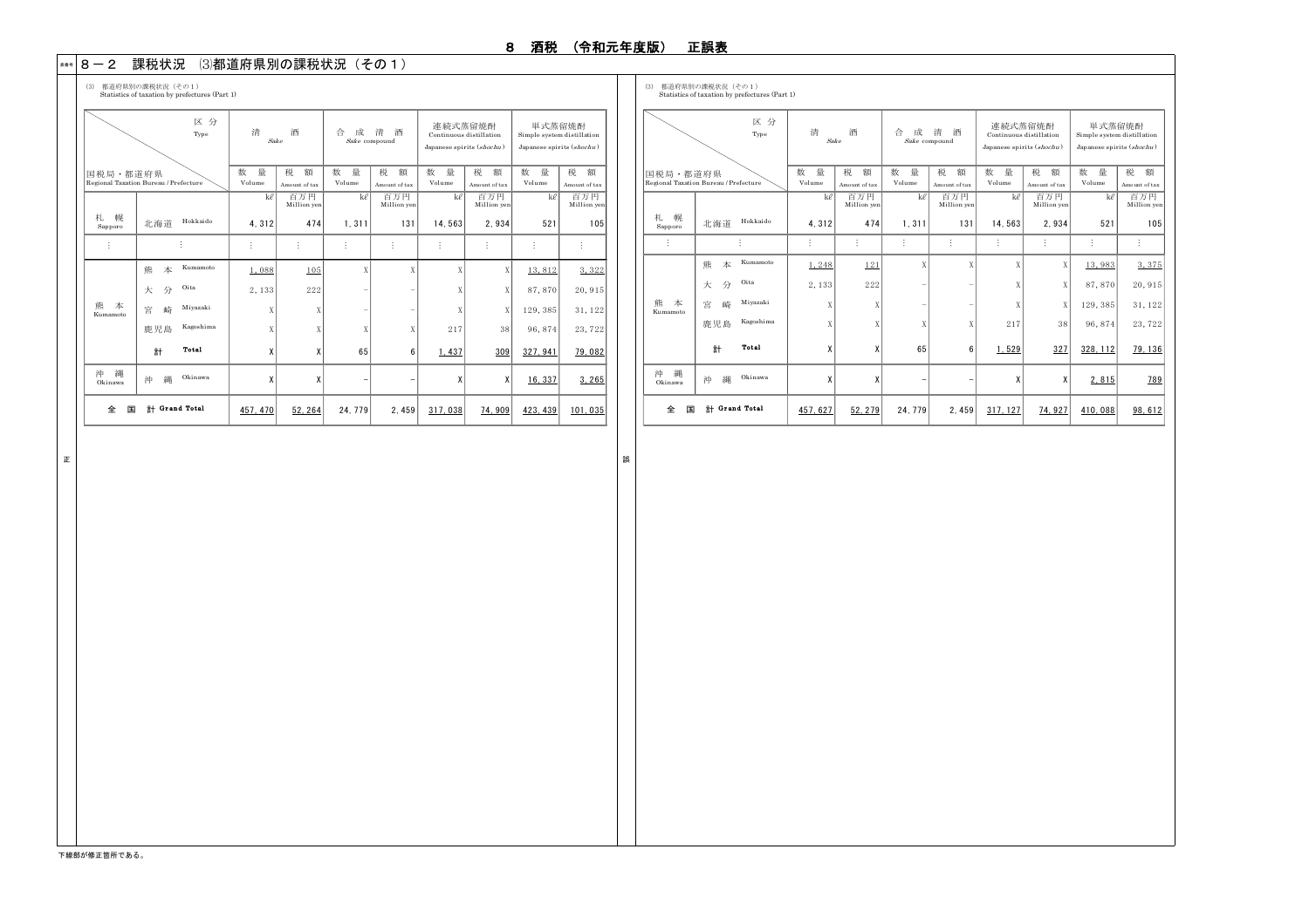# 8 酒税 （令和元年度版） 正誤表

## 8－2 課税状況 ⑶都道府県別の課税状況（その１）

### 正

⑶ 都道府県別の課税状況（その１）
Statistics of taxation by prefectures (Part 1)

| 国税局・都道府県 Regional Taxation Bureau / Prefecture | | 清酒 Sake 数量 Volume kℓ | 清酒 Sake 税額 Amount of tax 百万円 Million yen | 合成清酒 Sake compound 数量 Volume kℓ | 合成清酒 Sake compound 税額 Amount of tax 百万円 Million yen | 連続式蒸留焼酎 Continuous distillation Japanese spirits (*shochu*) 数量 Volume kℓ | 連続式蒸留焼酎 税額 Amount of tax 百万円 Million yen | 単式蒸留焼酎 Simple system distillation Japanese spirits (*shochu*) 数量 Volume kℓ | 単式蒸留焼酎 税額 Amount of tax 百万円 Million yen |
|---|---|---|---|---|---|---|---|---|---|
| 札幌 Sapporo | 北海道 Hokkaido | 4,312 | 474 | 1,311 | 131 | 14,563 | 2,934 | 521 | 105 |
| ⋮ | ⋮ | ⋮ | ⋮ | ⋮ | ⋮ | ⋮ | ⋮ | ⋮ | ⋮ |
| 熊本 Kumamoto | 熊本 Kumamoto | 1,088 | 105 | X | X | X | X | 13,812 | 3,322 |
| | 大分 Oita | 2,133 | 222 | － | － | X | X | 87,870 | 20,915 |
| | 宮崎 Miyazaki | X | X | － | － | X | X | 129,385 | 31,122 |
| | 鹿児島 Kagoshima | X | X | X | X | 217 | 38 | 96,874 | 23,722 |
| | 計 Total | X | X | 65 | 6 | 1,437 | 309 | 327,941 | 79,082 |
| 沖縄 Okinawa | 沖縄 Okinawa | X | X | － | － | X | X | 16,337 | 3,265 |
| 全国計 Grand Total | | 457,470 | 52,264 | 24,779 | 2,459 | 317,038 | 74,909 | 423,439 | 101,035 |

### 誤

⑶ 都道府県別の課税状況（その１）
Statistics of taxation by prefectures (Part 1)

| 国税局・都道府県 Regional Taxation Bureau / Prefecture | | 清酒 Sake 数量 Volume kℓ | 清酒 Sake 税額 Amount of tax 百万円 Million yen | 合成清酒 Sake compound 数量 Volume kℓ | 合成清酒 Sake compound 税額 Amount of tax 百万円 Million yen | 連続式蒸留焼酎 Continuous distillation Japanese spirits (*shochu*) 数量 Volume kℓ | 連続式蒸留焼酎 税額 Amount of tax 百万円 Million yen | 単式蒸留焼酎 Simple system distillation Japanese spirits (*shochu*) 数量 Volume kℓ | 単式蒸留焼酎 税額 Amount of tax 百万円 Million yen |
|---|---|---|---|---|---|---|---|---|---|
| 札幌 Sapporo | 北海道 Hokkaido | 4,312 | 474 | 1,311 | 131 | 14,563 | 2,934 | 521 | 105 |
| ⋮ | ⋮ | ⋮ | ⋮ | ⋮ | ⋮ | ⋮ | ⋮ | ⋮ | ⋮ |
| 熊本 Kumamoto | 熊本 Kumamoto | 1,248 | 121 | X | X | X | X | 13,983 | 3,375 |
| | 大分 Oita | 2,133 | 222 | － | － | X | X | 87,870 | 20,915 |
| | 宮崎 Miyazaki | X | X | － | － | X | X | 129,385 | 31,122 |
| | 鹿児島 Kagoshima | X | X | X | X | 217 | 38 | 96,874 | 23,722 |
| | 計 Total | X | X | 65 | 6 | 1,529 | 327 | 328,112 | 79,136 |
| 沖縄 Okinawa | 沖縄 Okinawa | X | X | － | － | X | X | 2,815 | 789 |
| 全国計 Grand Total | | 457,627 | 52,279 | 24,779 | 2,459 | 317,127 | 74,927 | 410,088 | 98,612 |

下線部が修正箇所である。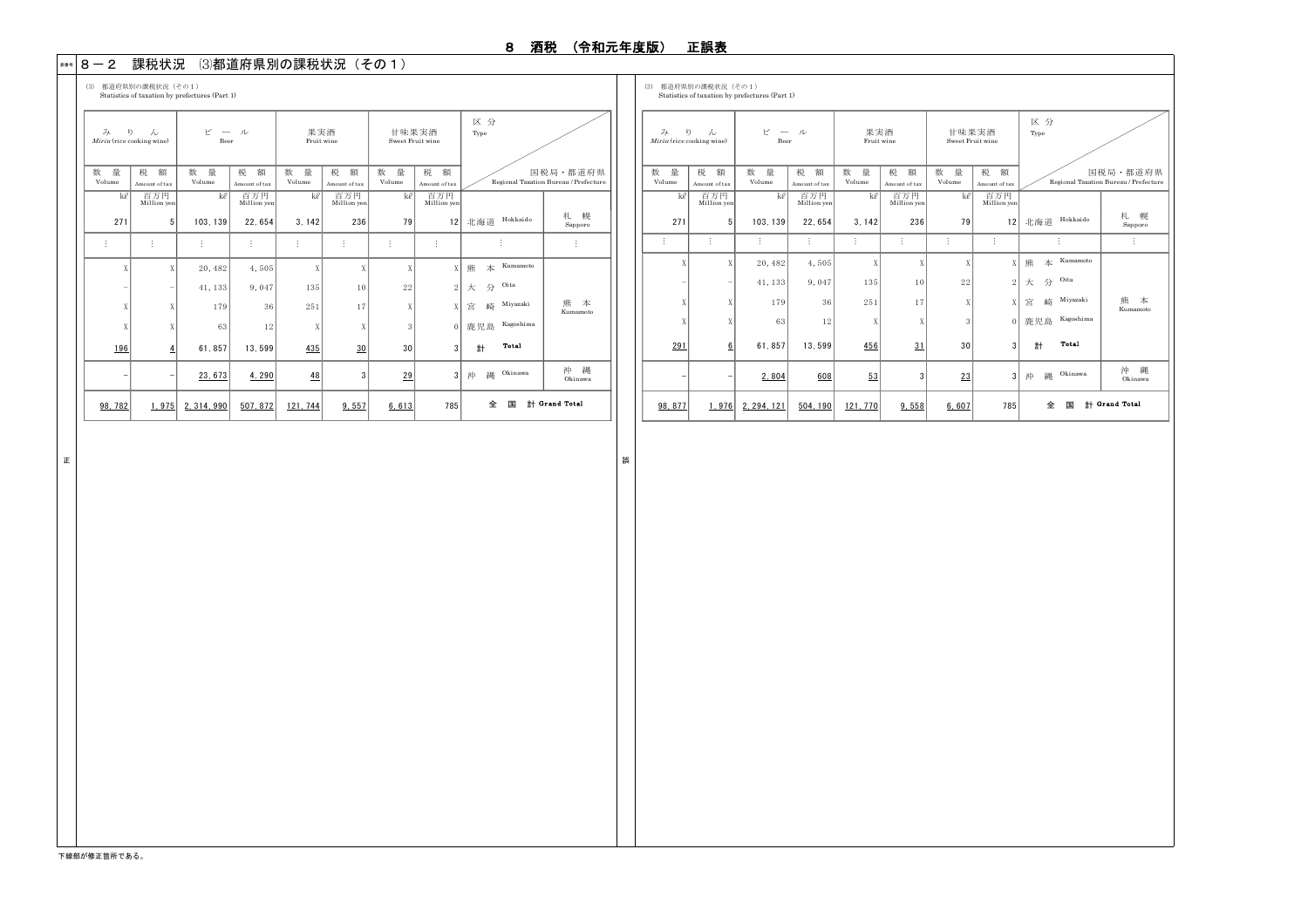# 8　酒税　（令和元年度版）　正誤表

## 8－2　課税状況　⑶都道府県別の課税状況（その１）

### 正

(3)　都道府県別の課税状況（その１）
Statistics of taxation by prefectures (Part 1)

| みりん *Mirin* (rice cooking wine) | | ビール Beer | | 果実酒 Fruit wine | | 甘味果実酒 Sweet Fruit wine | | 区分 Type 国税局・都道府県 Regional Taxation Bureau / Prefecture | |
|---|---|---|---|---|---|---|---|---|---|
| 数量 Volume | 税額 Amount of tax | 数量 Volume | 税額 Amount of tax | 数量 Volume | 税額 Amount of tax | 数量 Volume | 税額 Amount of tax | | |
| kℓ | 百万円 Million yen | kℓ | 百万円 Million yen | kℓ | 百万円 Million yen | kℓ | 百万円 Million yen | | |
| 271 | 5 | 103, 139 | 22, 654 | 3, 142 | 236 | 79 | 12 | 北海道 Hokkaido | 札幌 Sapporo |
| ⋮ | ⋮ | ⋮ | ⋮ | ⋮ | ⋮ | ⋮ | ⋮ | ⋮ | ⋮ |
| X | X | 20, 482 | 4, 505 | X | X | X | X | 熊本 Kumamoto | 熊本 Kumamoto |
| － | － | 41, 133 | 9, 047 | 135 | 10 | 22 | 2 | 大分 Oita | |
| X | X | 179 | 36 | 251 | 17 | X | X | 宮崎 Miyazaki | |
| X | X | 63 | 12 | X | X | 3 | 0 | 鹿児島 Kagoshima | |
| <u>196</u> | <u>4</u> | 61, 857 | 13, 599 | <u>435</u> | <u>30</u> | 30 | 3 | 計 Total | |
| － | － | <u>23, 673</u> | <u>4, 290</u> | <u>48</u> | 3 | <u>29</u> | 3 | 沖縄 Okinawa | 沖縄 Okinawa |
| <u>98, 782</u> | <u>1, 975</u> | <u>2, 314, 990</u> | <u>507, 872</u> | <u>121, 744</u> | <u>9, 557</u> | <u>6, 613</u> | 785 | 全国計 Grand Total | |

### 誤

(3)　都道府県別の課税状況（その１）
Statistics of taxation by prefectures (Part 1)

| みりん *Mirin* (rice cooking wine) | | ビール Beer | | 果実酒 Fruit wine | | 甘味果実酒 Sweet Fruit wine | | 区分 Type 国税局・都道府県 Regional Taxation Bureau / Prefecture | |
|---|---|---|---|---|---|---|---|---|---|
| 数量 Volume | 税額 Amount of tax | 数量 Volume | 税額 Amount of tax | 数量 Volume | 税額 Amount of tax | 数量 Volume | 税額 Amount of tax | | |
| kℓ | 百万円 Million yen | kℓ | 百万円 Million yen | kℓ | 百万円 Million yen | kℓ | 百万円 Million yen | | |
| 271 | 5 | 103, 139 | 22, 654 | 3, 142 | 236 | 79 | 12 | 北海道 Hokkaido | 札幌 Sapporo |
| ⋮ | ⋮ | ⋮ | ⋮ | ⋮ | ⋮ | ⋮ | ⋮ | ⋮ | ⋮ |
| X | X | 20, 482 | 4, 505 | X | X | X | X | 熊本 Kumamoto | 熊本 Kumamoto |
| － | － | 41, 133 | 9, 047 | 135 | 10 | 22 | 2 | 大分 Oita | |
| X | X | 179 | 36 | 251 | 17 | X | X | 宮崎 Miyazaki | |
| X | X | 63 | 12 | X | X | 3 | 0 | 鹿児島 Kagoshima | |
| <u>291</u> | <u>6</u> | 61, 857 | 13, 599 | <u>456</u> | <u>31</u> | 30 | 3 | 計 Total | |
| － | － | <u>2, 804</u> | <u>608</u> | <u>53</u> | 3 | <u>23</u> | 3 | 沖縄 Okinawa | 沖縄 Okinawa |
| <u>98, 877</u> | <u>1, 976</u> | <u>2, 294, 121</u> | <u>504, 190</u> | <u>121, 770</u> | <u>9, 558</u> | <u>6, 607</u> | 785 | 全国計 Grand Total | |

下線部が修正箇所である。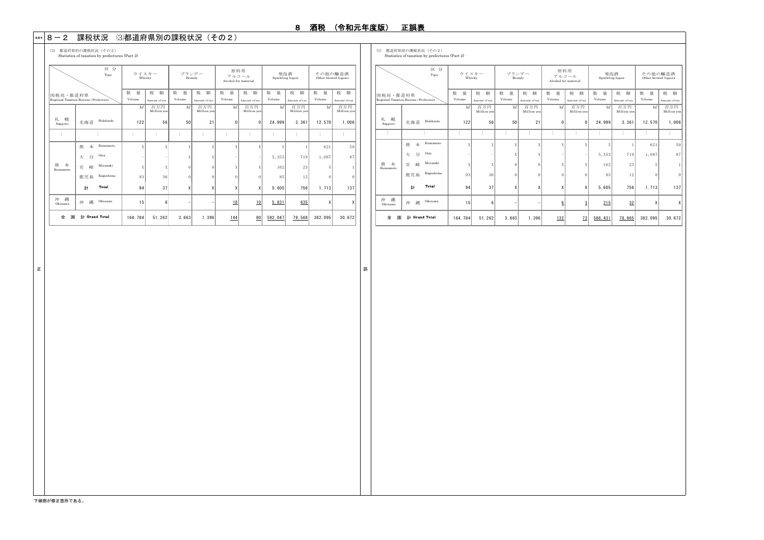# 8　酒税　（令和元年度版）　正誤表

## 8－2　課税状況　⑶都道府県別の課税状況（その２）

### 正

(3)　都道府県別の課税状況（その２）
Statistics of taxation by prefectures (Part 2)

| 国税局・都道府県 Regional Taxation Bureau / Prefecture | | ウイスキー Whisky 数量 Volume kℓ | ウイスキー Whisky 税額 Amount of tax 百万円 Million yen | ブランデー Brandy 数量 Volume kℓ | ブランデー Brandy 税額 Amount of tax 百万円 Million yen | 原料用アルコール Alcohol for material 数量 Volume kℓ | 原料用アルコール Alcohol for material 税額 Amount of tax 百万円 Million yen | 発泡酒 Sparkling liquor 数量 Volume kℓ | 発泡酒 Sparkling liquor 税額 Amount of tax 百万円 Million yen | その他の醸造酒 Other brewed liquors 数量 Volume kℓ | その他の醸造酒 Other brewed liquors 税額 Amount of tax 百万円 Million yen |
|---|---|---|---|---|---|---|---|---|---|---|---|
| 札幌 Sapporo | 北海道 Hokkaido | 122 | 56 | 50 | 21 | 0 | 0 | 24,999 | 3,361 | 12,570 | 1,006 |
| ⋮ | ⋮ | ⋮ | ⋮ | ⋮ | ⋮ | ⋮ | ⋮ | ⋮ | ⋮ | ⋮ | ⋮ |
| 熊本 Kumamoto | 熊本 Kumamoto | X | X | X | X | X | X | 5 | 1 | 621 | 50 |
| | 大分 Oita | － | － | X | X | － | － | 5,353 | 719 | 1,087 | 87 |
| | 宮崎 Miyazaki | X | X | 0 | 0 | X | X | 162 | 23 | 5 | 1 |
| | 鹿児島 Kagoshima | 93 | 36 | 0 | 0 | 0 | 0 | 85 | 12 | 0 | 0 |
| | 計 Total | 94 | 37 | X | X | X | X | 5,605 | 756 | 1,713 | 137 |
| 沖縄 Okinawa | 沖縄 Okinawa | 15 | 6 | － | － | 18 | 10 | 5,831 | 635 | X | X |
| 全国計 Grand Total | | 164,784 | 51,262 | 3,663 | 1,396 | 144 | 80 | 592,047 | 79,568 | 382,095 | 30,672 |

### 誤

(3)　都道府県別の課税状況（その２）
Statistics of taxation by prefectures (Part 2)

| 国税局・都道府県 Regional Taxation Bureau / Prefecture | | ウイスキー Whisky 数量 Volume kℓ | ウイスキー Whisky 税額 Amount of tax 百万円 Million yen | ブランデー Brandy 数量 Volume kℓ | ブランデー Brandy 税額 Amount of tax 百万円 Million yen | 原料用アルコール Alcohol for material 数量 Volume kℓ | 原料用アルコール Alcohol for material 税額 Amount of tax 百万円 Million yen | 発泡酒 Sparkling liquor 数量 Volume kℓ | 発泡酒 Sparkling liquor 税額 Amount of tax 百万円 Million yen | その他の醸造酒 Other brewed liquors 数量 Volume kℓ | その他の醸造酒 Other brewed liquors 税額 Amount of tax 百万円 Million yen |
|---|---|---|---|---|---|---|---|---|---|---|---|
| 札幌 Sapporo | 北海道 Hokkaido | 122 | 56 | 50 | 21 | 0 | 0 | 24,999 | 3,361 | 12,570 | 1,006 |
| ⋮ | ⋮ | ⋮ | ⋮ | ⋮ | ⋮ | ⋮ | ⋮ | ⋮ | ⋮ | ⋮ | ⋮ |
| 熊本 Kumamoto | 熊本 Kumamoto | X | X | X | X | X | X | 5 | 1 | 621 | 50 |
| | 大分 Oita | － | － | X | X | － | － | 5,353 | 719 | 1,087 | 87 |
| | 宮崎 Miyazaki | X | X | 0 | 0 | X | X | 162 | 23 | 5 | 1 |
| | 鹿児島 Kagoshima | 93 | 36 | 0 | 0 | 0 | 0 | 85 | 12 | 0 | 0 |
| | 計 Total | 94 | 37 | X | X | X | X | 5,605 | 756 | 1,713 | 137 |
| 沖縄 Okinawa | 沖縄 Okinawa | 15 | 6 | － | － | 6 | 3 | 215 | 32 | X | X |
| 全国計 Grand Total | | 164,784 | 51,262 | 3,663 | 1,396 | 132 | 73 | 586,431 | 78,965 | 382,095 | 30,672 |

下線部が修正箇所である。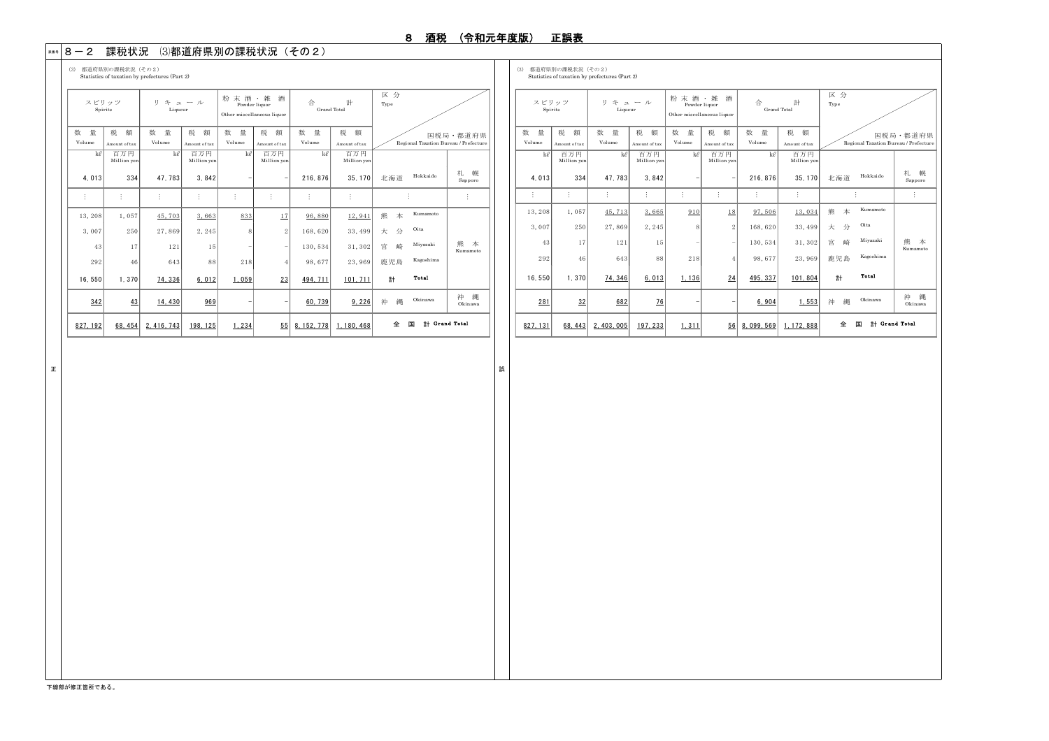# 8 酒税 （令和元年度版） 正誤表

## 8－2 課税状況 ⑶都道府県別の課税状況（その２）

**正**

(3) 都道府県別の課税状況（その２）
Statistics of taxation by prefectures (Part 2)

| スピリッツ Spirits | | リキュール Liqueur | | 粉末酒・雑酒 Powder liquor Other miscellaneous liquor | | 合計 Grand Total | | 区分 Type | |
|---|---|---|---|---|---|---|---|---|---|
| 数量 Volume | 税額 Amount of tax | 数量 Volume | 税額 Amount of tax | 数量 Volume | 税額 Amount of tax | 数量 Volume | 税額 Amount of tax | 国税局・都道府県 Regional Taxation Bureau / Prefecture | |
| kℓ | 百万円 Million yen | kℓ | 百万円 Million yen | kℓ | 百万円 Million yen | kℓ | 百万円 Million yen | | |
| 4,013 | 334 | 47,783 | 3,842 | － | － | 216,876 | 35,170 | 北海道 Hokkaido | 札幌 Sapporo |
| ⋮ | ⋮ | ⋮ | ⋮ | ⋮ | ⋮ | ⋮ | ⋮ | ⋮ | ⋮ |
| 13,208 | 1,057 | 45,703 | 3,663 | 833 | 17 | 96,880 | 12,941 | 熊本 Kumamoto | 熊本 Kumamoto |
| 3,007 | 250 | 27,869 | 2,245 | 8 | 2 | 168,620 | 33,499 | 大分 Oita | |
| 43 | 17 | 121 | 15 | － | － | 130,534 | 31,302 | 宮崎 Miyazaki | |
| 292 | 46 | 643 | 88 | 218 | 4 | 98,677 | 23,969 | 鹿児島 Kagoshima | |
| 16,550 | 1,370 | 74,336 | 6,012 | 1,059 | 23 | 494,711 | 101,711 | 計 Total | |
| 342 | 43 | 14,430 | 969 | － | － | 60,739 | 9,226 | 沖縄 Okinawa | 沖縄 Okinawa |
| 827,192 | 68,454 | 2,416,743 | 198,125 | 1,234 | 55 | 8,152,778 | 1,180,468 | 全国計 Grand Total | |

**誤**

(3) 都道府県別の課税状況（その２）
Statistics of taxation by prefectures (Part 2)

| スピリッツ Spirits | | リキュール Liqueur | | 粉末酒・雑酒 Powder liquor Other miscellaneous liquor | | 合計 Grand Total | | 区分 Type | |
|---|---|---|---|---|---|---|---|---|---|
| 数量 Volume | 税額 Amount of tax | 数量 Volume | 税額 Amount of tax | 数量 Volume | 税額 Amount of tax | 数量 Volume | 税額 Amount of tax | 国税局・都道府県 Regional Taxation Bureau / Prefecture | |
| kℓ | 百万円 Million yen | kℓ | 百万円 Million yen | kℓ | 百万円 Million yen | kℓ | 百万円 Million yen | | |
| 4,013 | 334 | 47,783 | 3,842 | － | － | 216,876 | 35,170 | 北海道 Hokkaido | 札幌 Sapporo |
| ⋮ | ⋮ | ⋮ | ⋮ | ⋮ | ⋮ | ⋮ | ⋮ | ⋮ | ⋮ |
| 13,208 | 1,057 | 45,713 | 3,665 | 910 | 18 | 97,506 | 13,034 | 熊本 Kumamoto | 熊本 Kumamoto |
| 3,007 | 250 | 27,869 | 2,245 | 8 | 2 | 168,620 | 33,499 | 大分 Oita | |
| 43 | 17 | 121 | 15 | － | － | 130,534 | 31,302 | 宮崎 Miyazaki | |
| 292 | 46 | 643 | 88 | 218 | 4 | 98,677 | 23,969 | 鹿児島 Kagoshima | |
| 16,550 | 1,370 | 74,346 | 6,013 | 1,136 | 24 | 495,337 | 101,804 | 計 Total | |
| 281 | 32 | 682 | 76 | － | － | 6,904 | 1,553 | 沖縄 Okinawa | 沖縄 Okinawa |
| 827,131 | 68,443 | 2,403,005 | 197,233 | 1,311 | 56 | 8,099,569 | 1,172,888 | 全国計 Grand Total | |

下線部が修正箇所である。